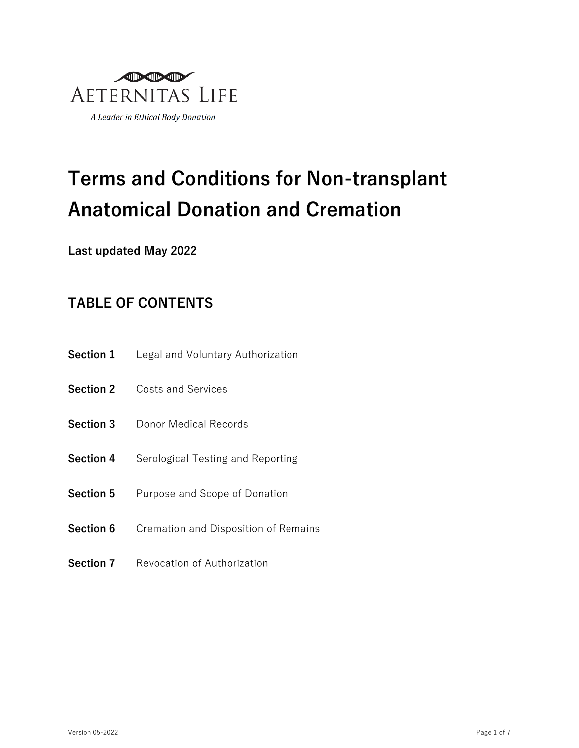AETERNITAS LIFE

*A Leader in Ethical Body Donation*

# Terms and Conditions for Non-transplant Anatomical Donation and Cremation

**Last updated May 2022**

## TABLE OF CONTENTS

| | |
|---|---|
| **Section 1** | Legal and Voluntary Authorization |
| **Section 2** | Costs and Services |
| **Section 3** | Donor Medical Records |
| **Section 4** | Serological Testing and Reporting |
| **Section 5** | Purpose and Scope of Donation |
| **Section 6** | Cremation and Disposition of Remains |
| **Section 7** | Revocation of Authorization |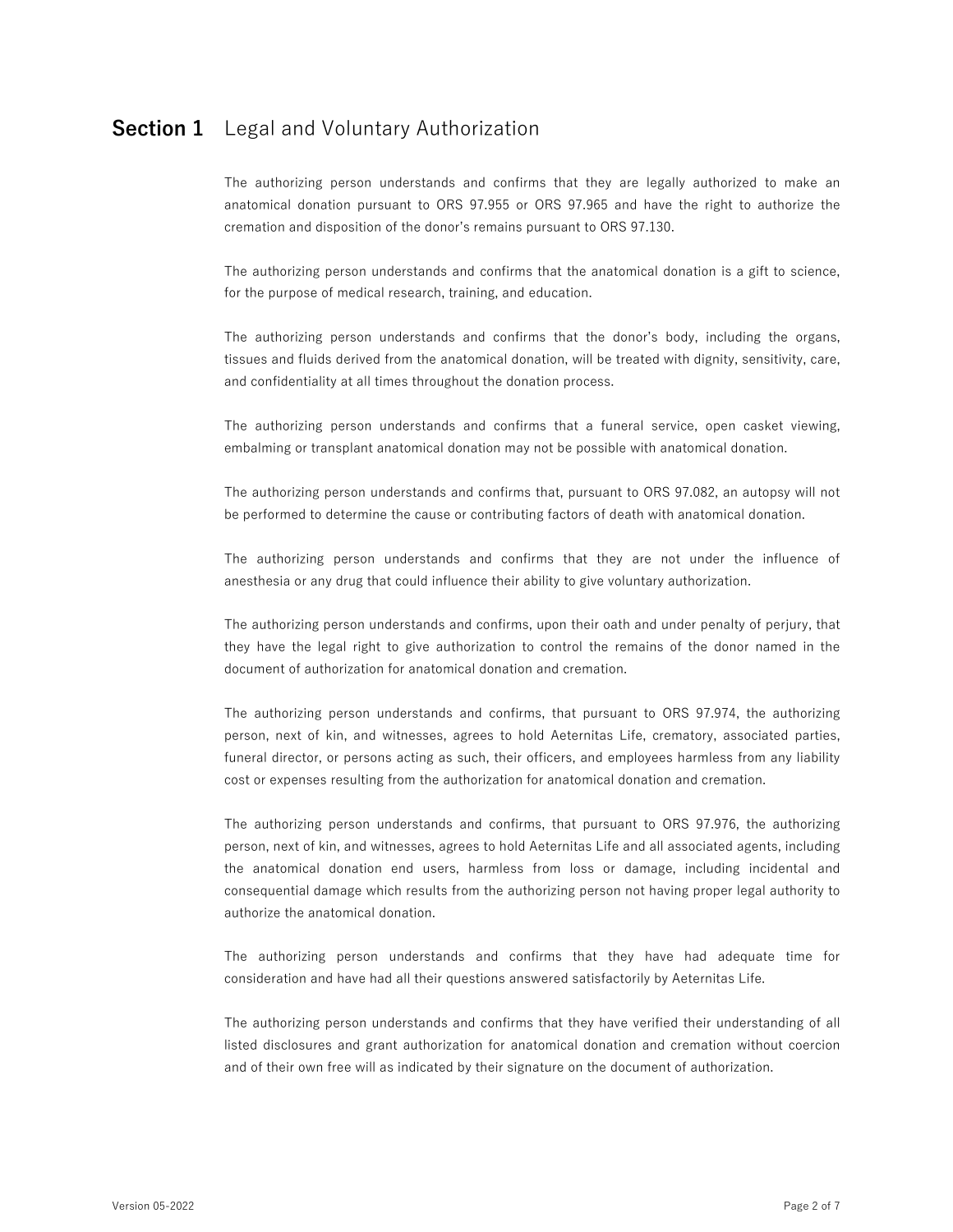## Section 1 Legal and Voluntary Authorization

The authorizing person understands and confirms that they are legally authorized to make an anatomical donation pursuant to ORS 97.955 or ORS 97.965 and have the right to authorize the cremation and disposition of the donor's remains pursuant to ORS 97.130.

The authorizing person understands and confirms that the anatomical donation is a gift to science, for the purpose of medical research, training, and education.

The authorizing person understands and confirms that the donor's body, including the organs, tissues and fluids derived from the anatomical donation, will be treated with dignity, sensitivity, care, and confidentiality at all times throughout the donation process.

The authorizing person understands and confirms that a funeral service, open casket viewing, embalming or transplant anatomical donation may not be possible with anatomical donation.

The authorizing person understands and confirms that, pursuant to ORS 97.082, an autopsy will not be performed to determine the cause or contributing factors of death with anatomical donation.

The authorizing person understands and confirms that they are not under the influence of anesthesia or any drug that could influence their ability to give voluntary authorization.

The authorizing person understands and confirms, upon their oath and under penalty of perjury, that they have the legal right to give authorization to control the remains of the donor named in the document of authorization for anatomical donation and cremation.

The authorizing person understands and confirms, that pursuant to ORS 97.974, the authorizing person, next of kin, and witnesses, agrees to hold Aeternitas Life, crematory, associated parties, funeral director, or persons acting as such, their officers, and employees harmless from any liability cost or expenses resulting from the authorization for anatomical donation and cremation.

The authorizing person understands and confirms, that pursuant to ORS 97.976, the authorizing person, next of kin, and witnesses, agrees to hold Aeternitas Life and all associated agents, including the anatomical donation end users, harmless from loss or damage, including incidental and consequential damage which results from the authorizing person not having proper legal authority to authorize the anatomical donation.

The authorizing person understands and confirms that they have had adequate time for consideration and have had all their questions answered satisfactorily by Aeternitas Life.

The authorizing person understands and confirms that they have verified their understanding of all listed disclosures and grant authorization for anatomical donation and cremation without coercion and of their own free will as indicated by their signature on the document of authorization.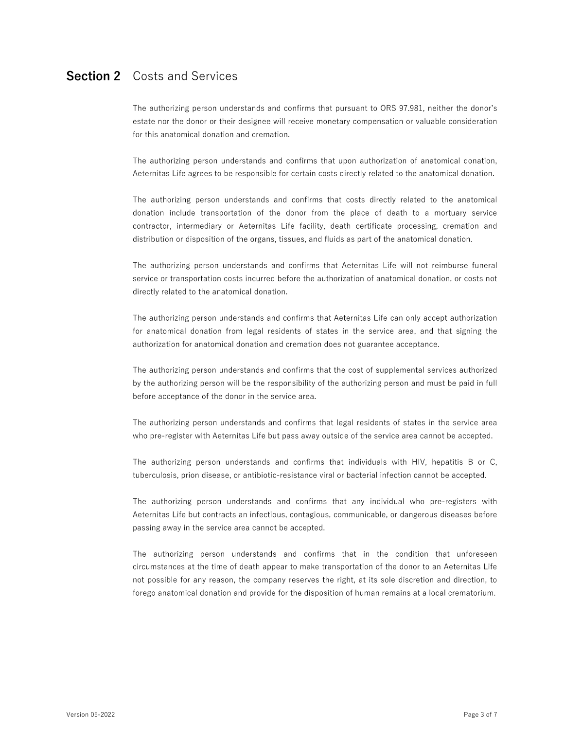## Section 2 Costs and Services

The authorizing person understands and confirms that pursuant to ORS 97.981, neither the donor's estate nor the donor or their designee will receive monetary compensation or valuable consideration for this anatomical donation and cremation.

The authorizing person understands and confirms that upon authorization of anatomical donation, Aeternitas Life agrees to be responsible for certain costs directly related to the anatomical donation.

The authorizing person understands and confirms that costs directly related to the anatomical donation include transportation of the donor from the place of death to a mortuary service contractor, intermediary or Aeternitas Life facility, death certificate processing, cremation and distribution or disposition of the organs, tissues, and fluids as part of the anatomical donation.

The authorizing person understands and confirms that Aeternitas Life will not reimburse funeral service or transportation costs incurred before the authorization of anatomical donation, or costs not directly related to the anatomical donation.

The authorizing person understands and confirms that Aeternitas Life can only accept authorization for anatomical donation from legal residents of states in the service area, and that signing the authorization for anatomical donation and cremation does not guarantee acceptance.

The authorizing person understands and confirms that the cost of supplemental services authorized by the authorizing person will be the responsibility of the authorizing person and must be paid in full before acceptance of the donor in the service area.

The authorizing person understands and confirms that legal residents of states in the service area who pre-register with Aeternitas Life but pass away outside of the service area cannot be accepted.

The authorizing person understands and confirms that individuals with HIV, hepatitis B or C, tuberculosis, prion disease, or antibiotic-resistance viral or bacterial infection cannot be accepted.

The authorizing person understands and confirms that any individual who pre-registers with Aeternitas Life but contracts an infectious, contagious, communicable, or dangerous diseases before passing away in the service area cannot be accepted.

The authorizing person understands and confirms that in the condition that unforeseen circumstances at the time of death appear to make transportation of the donor to an Aeternitas Life not possible for any reason, the company reserves the right, at its sole discretion and direction, to forego anatomical donation and provide for the disposition of human remains at a local crematorium.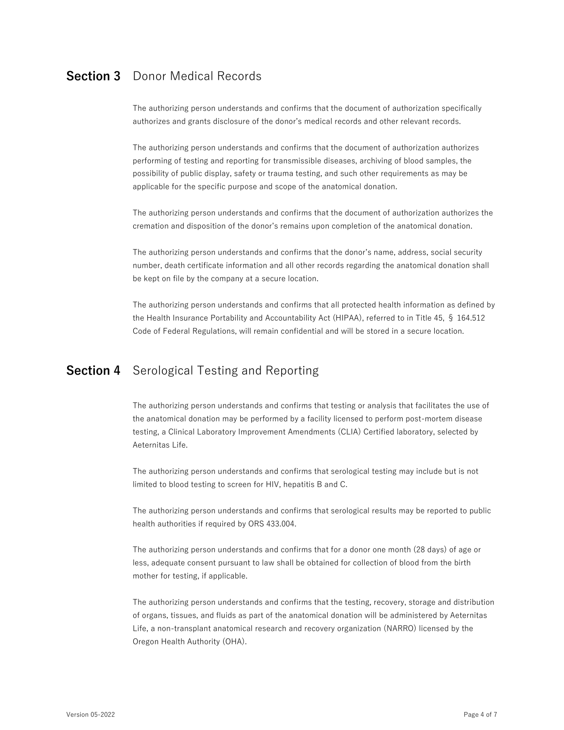## Section 3 Donor Medical Records

The authorizing person understands and confirms that the document of authorization specifically authorizes and grants disclosure of the donor's medical records and other relevant records.

The authorizing person understands and confirms that the document of authorization authorizes performing of testing and reporting for transmissible diseases, archiving of blood samples, the possibility of public display, safety or trauma testing, and such other requirements as may be applicable for the specific purpose and scope of the anatomical donation.

The authorizing person understands and confirms that the document of authorization authorizes the cremation and disposition of the donor's remains upon completion of the anatomical donation.

The authorizing person understands and confirms that the donor's name, address, social security number, death certificate information and all other records regarding the anatomical donation shall be kept on file by the company at a secure location.

The authorizing person understands and confirms that all protected health information as defined by the Health Insurance Portability and Accountability Act (HIPAA), referred to in Title 45, § 164.512 Code of Federal Regulations, will remain confidential and will be stored in a secure location.

## Section 4 Serological Testing and Reporting

The authorizing person understands and confirms that testing or analysis that facilitates the use of the anatomical donation may be performed by a facility licensed to perform post-mortem disease testing, a Clinical Laboratory Improvement Amendments (CLIA) Certified laboratory, selected by Aeternitas Life.

The authorizing person understands and confirms that serological testing may include but is not limited to blood testing to screen for HIV, hepatitis B and C.

The authorizing person understands and confirms that serological results may be reported to public health authorities if required by ORS 433.004.

The authorizing person understands and confirms that for a donor one month (28 days) of age or less, adequate consent pursuant to law shall be obtained for collection of blood from the birth mother for testing, if applicable.

The authorizing person understands and confirms that the testing, recovery, storage and distribution of organs, tissues, and fluids as part of the anatomical donation will be administered by Aeternitas Life, a non-transplant anatomical research and recovery organization (NARRO) licensed by the Oregon Health Authority (OHA).

Version 05-2022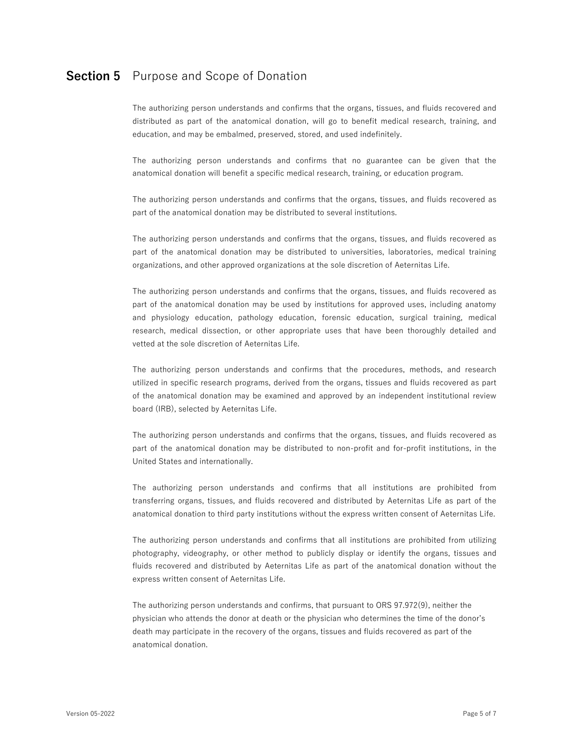## **Section 5** Purpose and Scope of Donation

The authorizing person understands and confirms that the organs, tissues, and fluids recovered and distributed as part of the anatomical donation, will go to benefit medical research, training, and education, and may be embalmed, preserved, stored, and used indefinitely.

The authorizing person understands and confirms that no guarantee can be given that the anatomical donation will benefit a specific medical research, training, or education program.

The authorizing person understands and confirms that the organs, tissues, and fluids recovered as part of the anatomical donation may be distributed to several institutions.

The authorizing person understands and confirms that the organs, tissues, and fluids recovered as part of the anatomical donation may be distributed to universities, laboratories, medical training organizations, and other approved organizations at the sole discretion of Aeternitas Life.

The authorizing person understands and confirms that the organs, tissues, and fluids recovered as part of the anatomical donation may be used by institutions for approved uses, including anatomy and physiology education, pathology education, forensic education, surgical training, medical research, medical dissection, or other appropriate uses that have been thoroughly detailed and vetted at the sole discretion of Aeternitas Life.

The authorizing person understands and confirms that the procedures, methods, and research utilized in specific research programs, derived from the organs, tissues and fluids recovered as part of the anatomical donation may be examined and approved by an independent institutional review board (IRB), selected by Aeternitas Life.

The authorizing person understands and confirms that the organs, tissues, and fluids recovered as part of the anatomical donation may be distributed to non-profit and for-profit institutions, in the United States and internationally.

The authorizing person understands and confirms that all institutions are prohibited from transferring organs, tissues, and fluids recovered and distributed by Aeternitas Life as part of the anatomical donation to third party institutions without the express written consent of Aeternitas Life.

The authorizing person understands and confirms that all institutions are prohibited from utilizing photography, videography, or other method to publicly display or identify the organs, tissues and fluids recovered and distributed by Aeternitas Life as part of the anatomical donation without the express written consent of Aeternitas Life.

The authorizing person understands and confirms, that pursuant to ORS 97.972(9), neither the physician who attends the donor at death or the physician who determines the time of the donor's death may participate in the recovery of the organs, tissues and fluids recovered as part of the anatomical donation.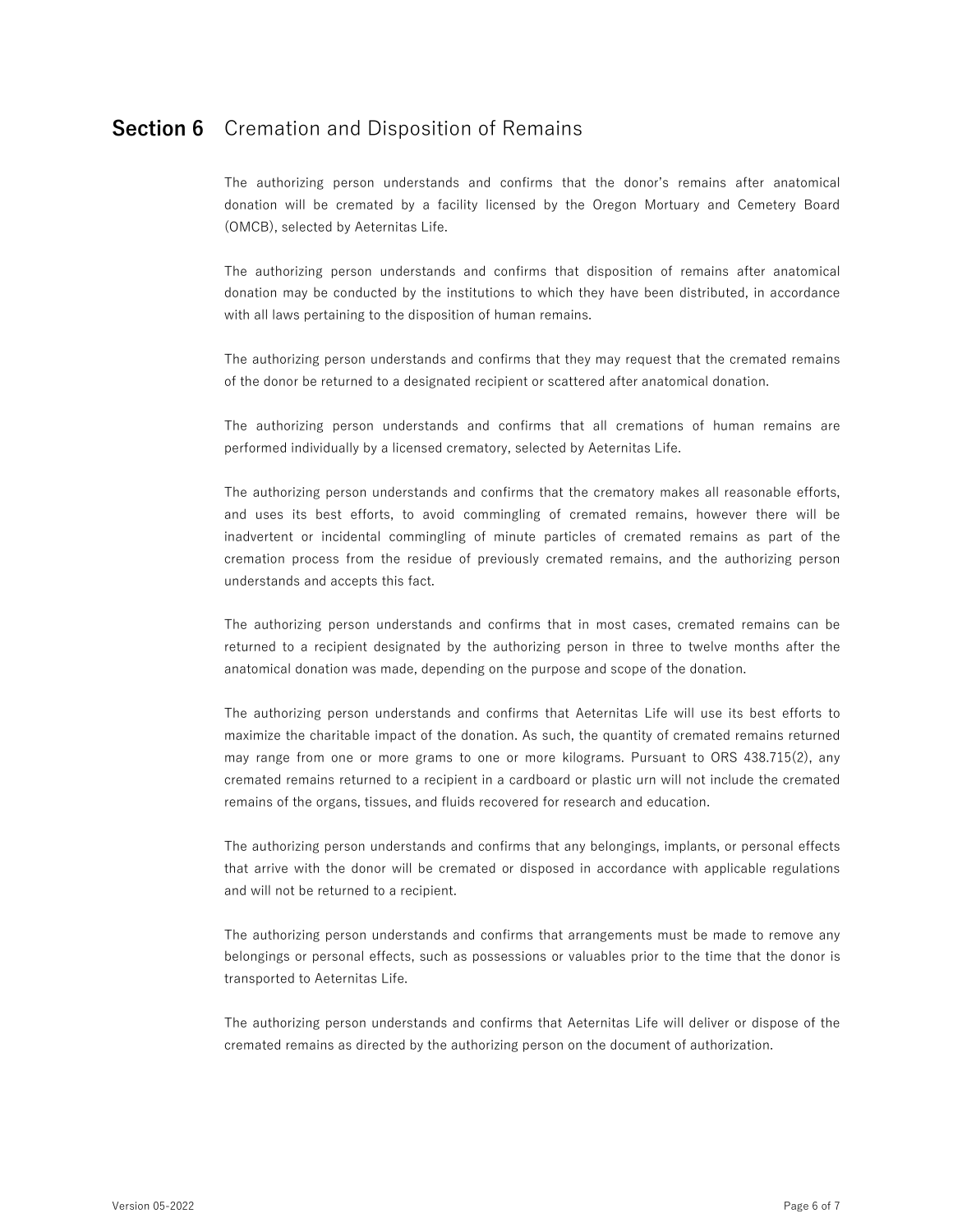## Section 6 Cremation and Disposition of Remains

The authorizing person understands and confirms that the donor's remains after anatomical donation will be cremated by a facility licensed by the Oregon Mortuary and Cemetery Board (OMCB), selected by Aeternitas Life.

The authorizing person understands and confirms that disposition of remains after anatomical donation may be conducted by the institutions to which they have been distributed, in accordance with all laws pertaining to the disposition of human remains.

The authorizing person understands and confirms that they may request that the cremated remains of the donor be returned to a designated recipient or scattered after anatomical donation.

The authorizing person understands and confirms that all cremations of human remains are performed individually by a licensed crematory, selected by Aeternitas Life.

The authorizing person understands and confirms that the crematory makes all reasonable efforts, and uses its best efforts, to avoid commingling of cremated remains, however there will be inadvertent or incidental commingling of minute particles of cremated remains as part of the cremation process from the residue of previously cremated remains, and the authorizing person understands and accepts this fact.

The authorizing person understands and confirms that in most cases, cremated remains can be returned to a recipient designated by the authorizing person in three to twelve months after the anatomical donation was made, depending on the purpose and scope of the donation.

The authorizing person understands and confirms that Aeternitas Life will use its best efforts to maximize the charitable impact of the donation. As such, the quantity of cremated remains returned may range from one or more grams to one or more kilograms. Pursuant to ORS 438.715(2), any cremated remains returned to a recipient in a cardboard or plastic urn will not include the cremated remains of the organs, tissues, and fluids recovered for research and education.

The authorizing person understands and confirms that any belongings, implants, or personal effects that arrive with the donor will be cremated or disposed in accordance with applicable regulations and will not be returned to a recipient.

The authorizing person understands and confirms that arrangements must be made to remove any belongings or personal effects, such as possessions or valuables prior to the time that the donor is transported to Aeternitas Life.

The authorizing person understands and confirms that Aeternitas Life will deliver or dispose of the cremated remains as directed by the authorizing person on the document of authorization.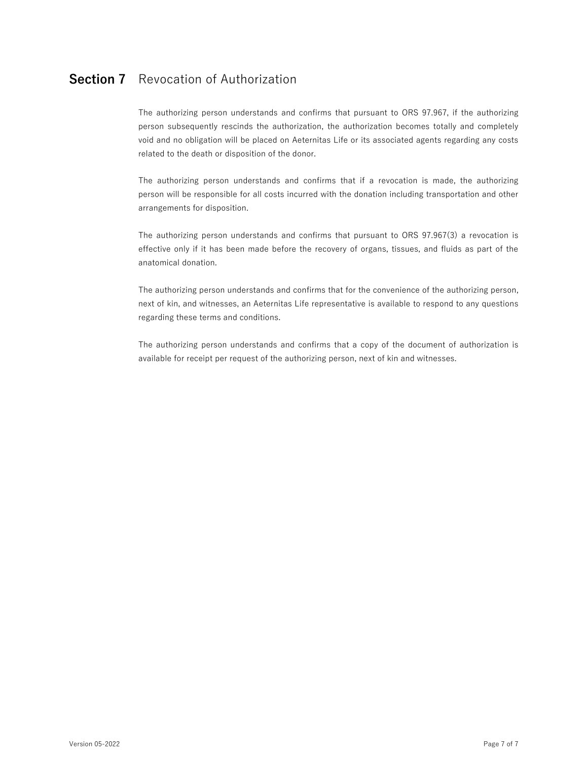## Section 7 Revocation of Authorization

The authorizing person understands and confirms that pursuant to ORS 97.967, if the authorizing person subsequently rescinds the authorization, the authorization becomes totally and completely void and no obligation will be placed on Aeternitas Life or its associated agents regarding any costs related to the death or disposition of the donor.

The authorizing person understands and confirms that if a revocation is made, the authorizing person will be responsible for all costs incurred with the donation including transportation and other arrangements for disposition.

The authorizing person understands and confirms that pursuant to ORS 97.967(3) a revocation is effective only if it has been made before the recovery of organs, tissues, and fluids as part of the anatomical donation.

The authorizing person understands and confirms that for the convenience of the authorizing person, next of kin, and witnesses, an Aeternitas Life representative is available to respond to any questions regarding these terms and conditions.

The authorizing person understands and confirms that a copy of the document of authorization is available for receipt per request of the authorizing person, next of kin and witnesses.

Version 05-2022